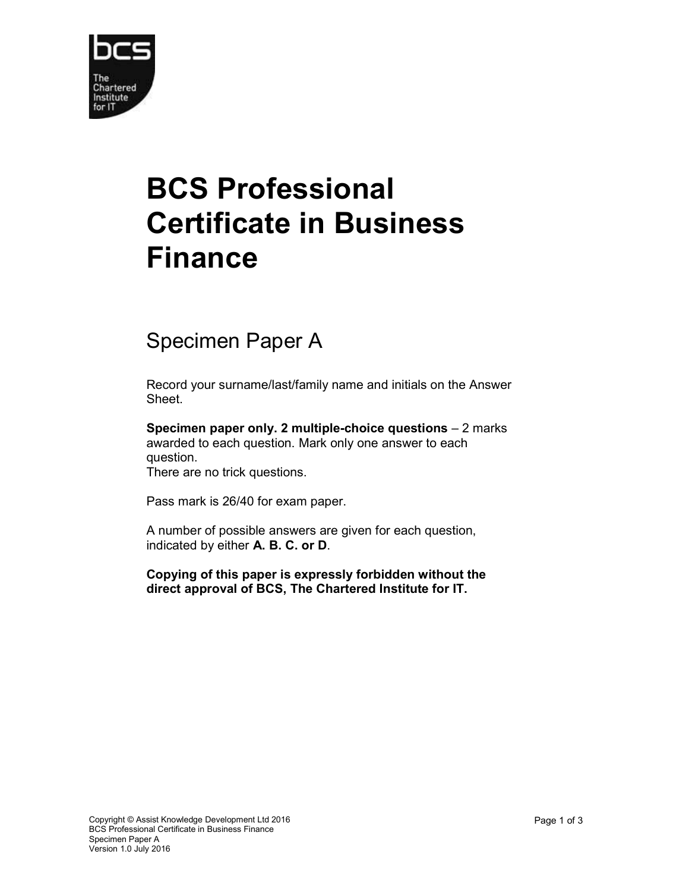# BCS Professional Certificate in Business Finance

## Specimen Paper A

Record your surname/last/family name and initials on the Answer Sheet.

**Specimen paper only. 2 multiple-choice questions** – 2 marks awarded to each question. Mark only one answer to each question.
There are no trick questions.

Pass mark is 26/40 for exam paper.

A number of possible answers are given for each question, indicated by either **A. B. C. or D**.

**Copying of this paper is expressly forbidden without the direct approval of BCS, The Chartered Institute for IT.**

Copyright © Assist Knowledge Development Ltd 2016
BCS Professional Certificate in Business Finance
Specimen Paper A
Version 1.0 July 2016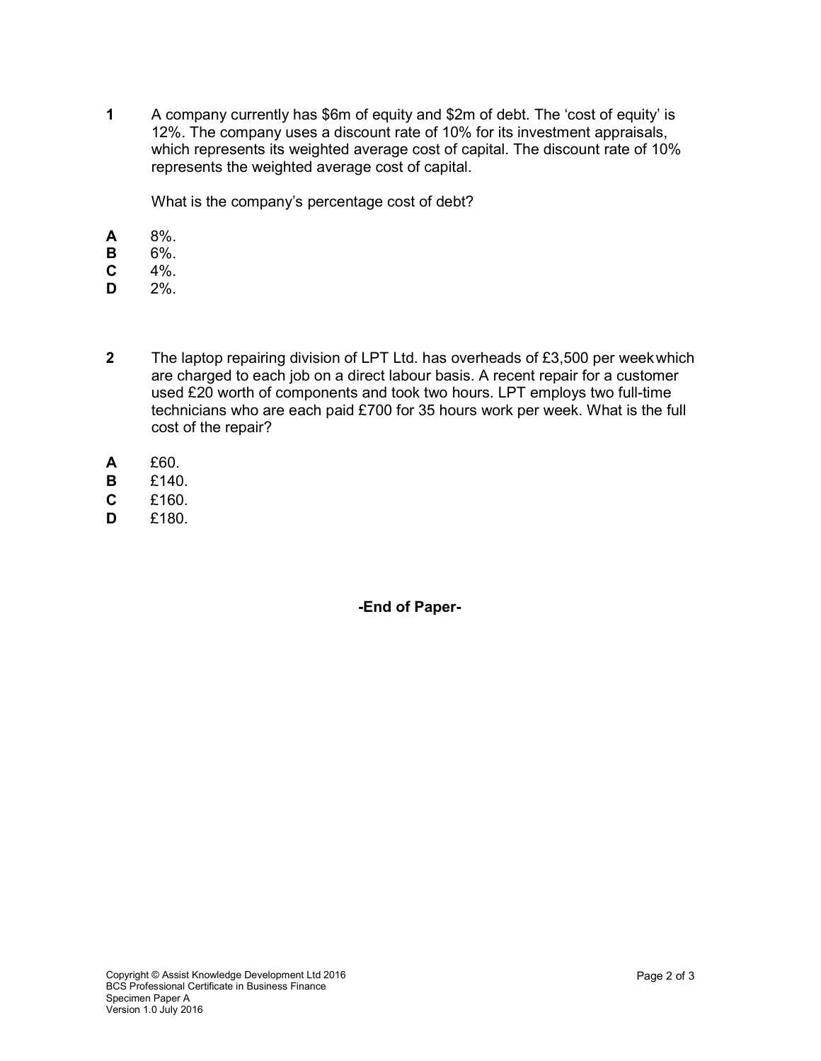**1** A company currently has $6m of equity and $2m of debt. The 'cost of equity' is 12%. The company uses a discount rate of 10% for its investment appraisals, which represents its weighted average cost of capital. The discount rate of 10% represents the weighted average cost of capital.

What is the company's percentage cost of debt?

**A** 8%.
**B** 6%.
**C** 4%.
**D** 2%.

**2** The laptop repairing division of LPT Ltd. has overheads of £3,500 per week which are charged to each job on a direct labour basis. A recent repair for a customer used £20 worth of components and took two hours. LPT employs two full-time technicians who are each paid £700 for 35 hours work per week. What is the full cost of the repair?

**A** £60.
**B** £140.
**C** £160.
**D** £180.

**-End of Paper-**

Copyright © Assist Knowledge Development Ltd 2016
BCS Professional Certificate in Business Finance
Specimen Paper A
Version 1.0 July 2016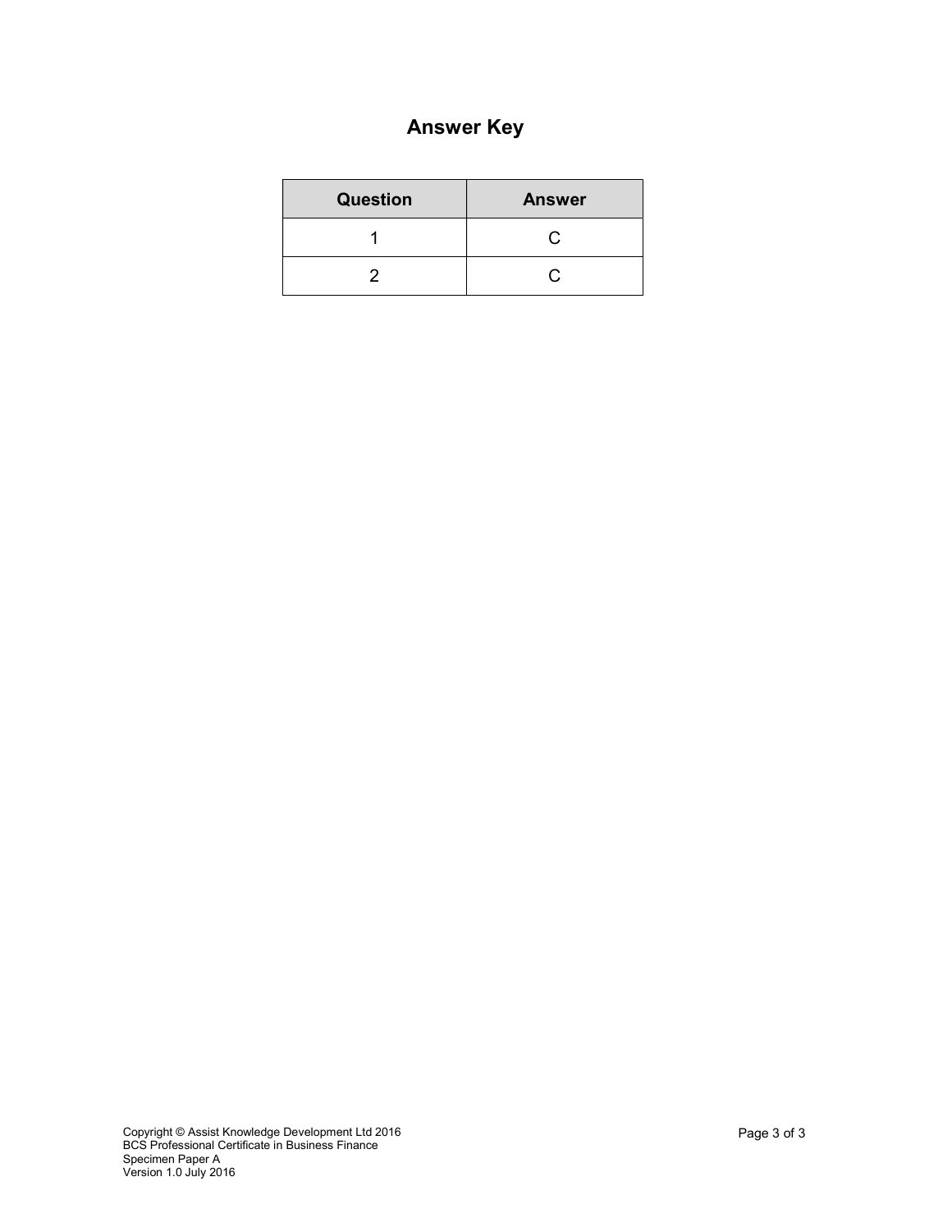# Answer Key

| Question | Answer |
|---|---|
| 1 | C |
| 2 | C |